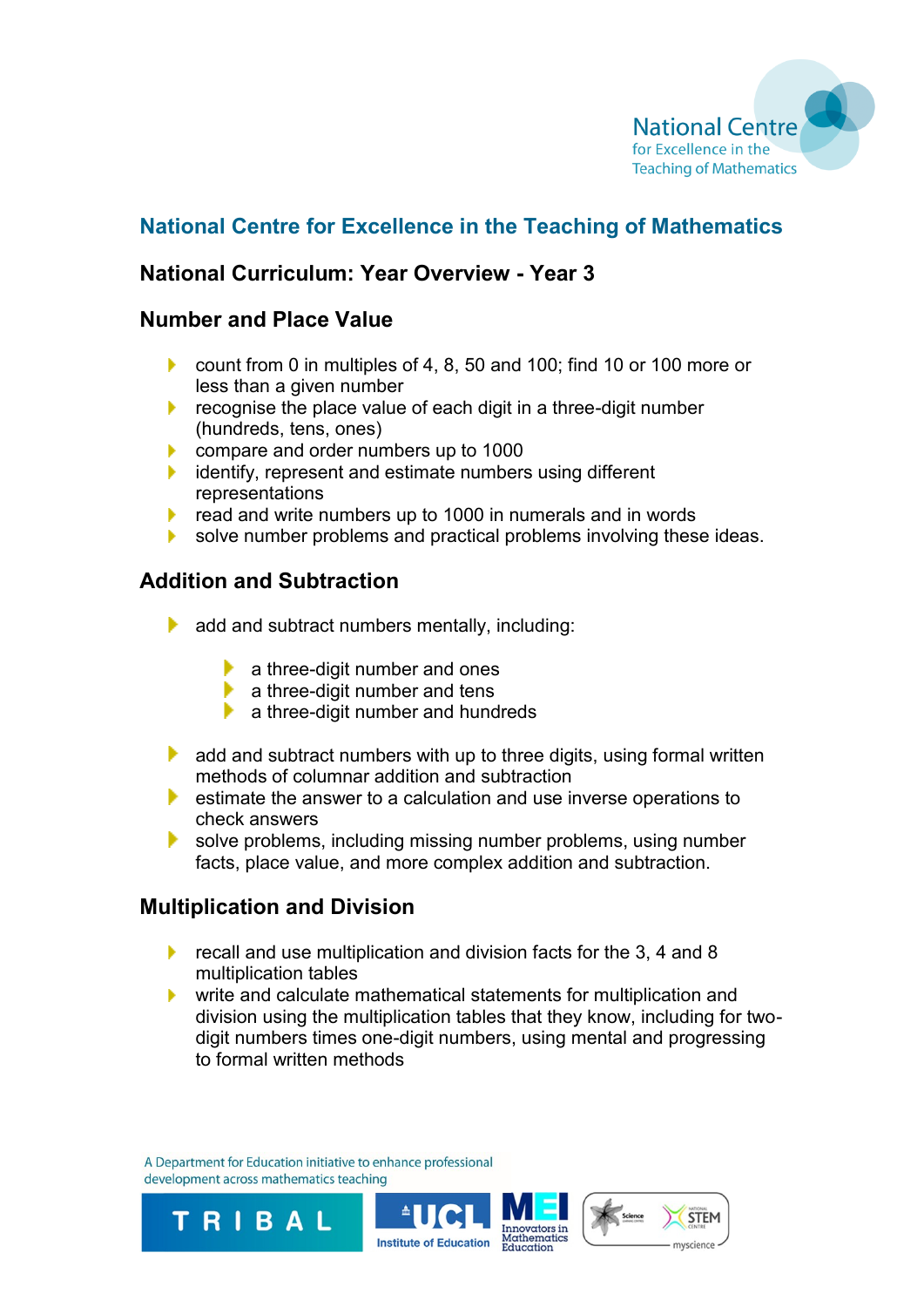## National Centre for Excellence in the Teaching of Mathematics

### National Curriculum: Year Overview - Year 3

### Number and Place Value

- count from 0 in multiples of 4, 8, 50 and 100; find 10 or 100 more or less than a given number
- recognise the place value of each digit in a three-digit number (hundreds, tens, ones)
- compare and order numbers up to 1000
- identify, represent and estimate numbers using different representations
- read and write numbers up to 1000 in numerals and in words
- solve number problems and practical problems involving these ideas.

### Addition and Subtraction

- add and subtract numbers mentally, including:
    - a three-digit number and ones
    - a three-digit number and tens
    - a three-digit number and hundreds
- add and subtract numbers with up to three digits, using formal written methods of columnar addition and subtraction
- estimate the answer to a calculation and use inverse operations to check answers
- solve problems, including missing number problems, using number facts, place value, and more complex addition and subtraction.

### Multiplication and Division

- recall and use multiplication and division facts for the 3, 4 and 8 multiplication tables
- write and calculate mathematical statements for multiplication and division using the multiplication tables that they know, including for two-digit numbers times one-digit numbers, using mental and progressing to formal written methods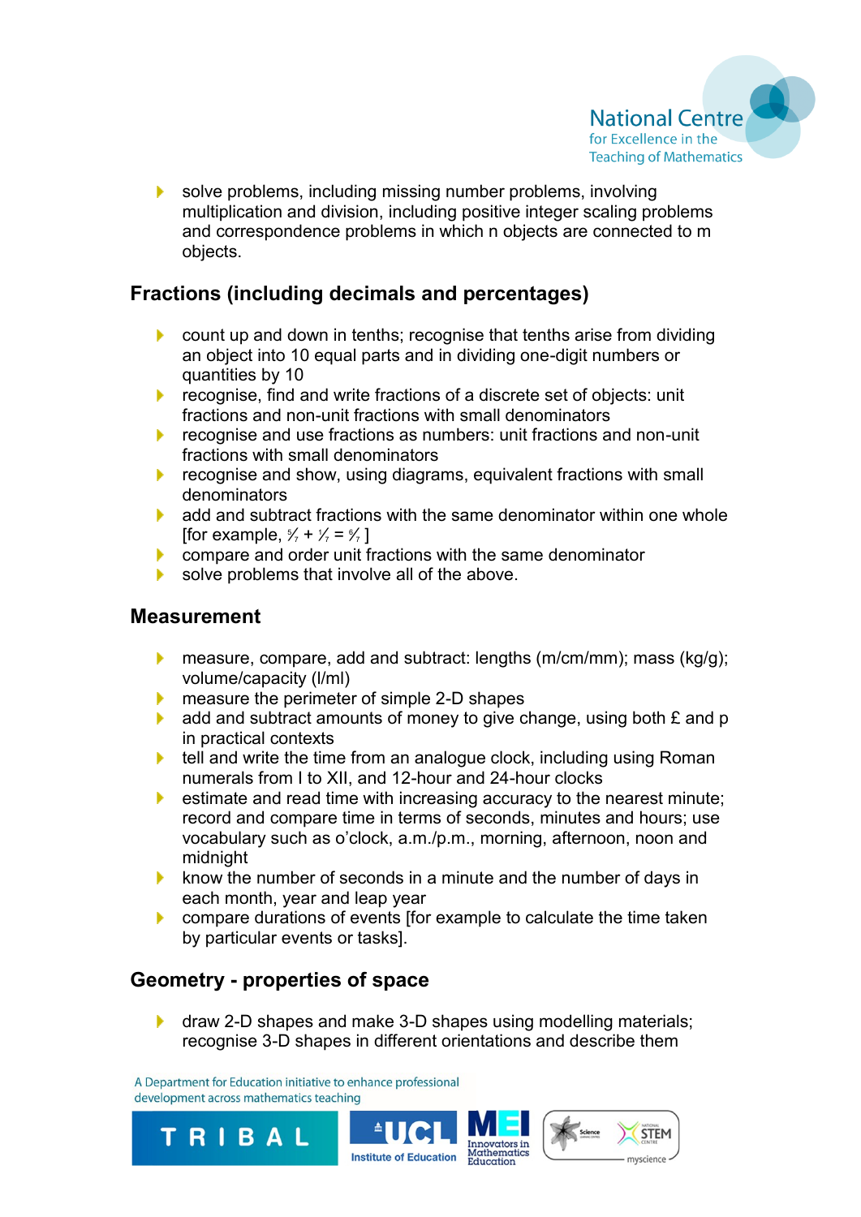- solve problems, including missing number problems, involving multiplication and division, including positive integer scaling problems and correspondence problems in which n objects are connected to m objects.

## Fractions (including decimals and percentages)

- count up and down in tenths; recognise that tenths arise from dividing an object into 10 equal parts and in dividing one-digit numbers or quantities by 10
- recognise, find and write fractions of a discrete set of objects: unit fractions and non-unit fractions with small denominators
- recognise and use fractions as numbers: unit fractions and non-unit fractions with small denominators
- recognise and show, using diagrams, equivalent fractions with small denominators
- add and subtract fractions with the same denominator within one whole [for example, $\frac{5}{7} + \frac{1}{7} = \frac{6}{7}$ ]
- compare and order unit fractions with the same denominator
- solve problems that involve all of the above.

## Measurement

- measure, compare, add and subtract: lengths (m/cm/mm); mass (kg/g); volume/capacity (l/ml)
- measure the perimeter of simple 2-D shapes
- add and subtract amounts of money to give change, using both £ and p in practical contexts
- tell and write the time from an analogue clock, including using Roman numerals from I to XII, and 12-hour and 24-hour clocks
- estimate and read time with increasing accuracy to the nearest minute; record and compare time in terms of seconds, minutes and hours; use vocabulary such as o'clock, a.m./p.m., morning, afternoon, noon and midnight
- know the number of seconds in a minute and the number of days in each month, year and leap year
- compare durations of events [for example to calculate the time taken by particular events or tasks].

## Geometry - properties of space

- draw 2-D shapes and make 3-D shapes using modelling materials; recognise 3-D shapes in different orientations and describe them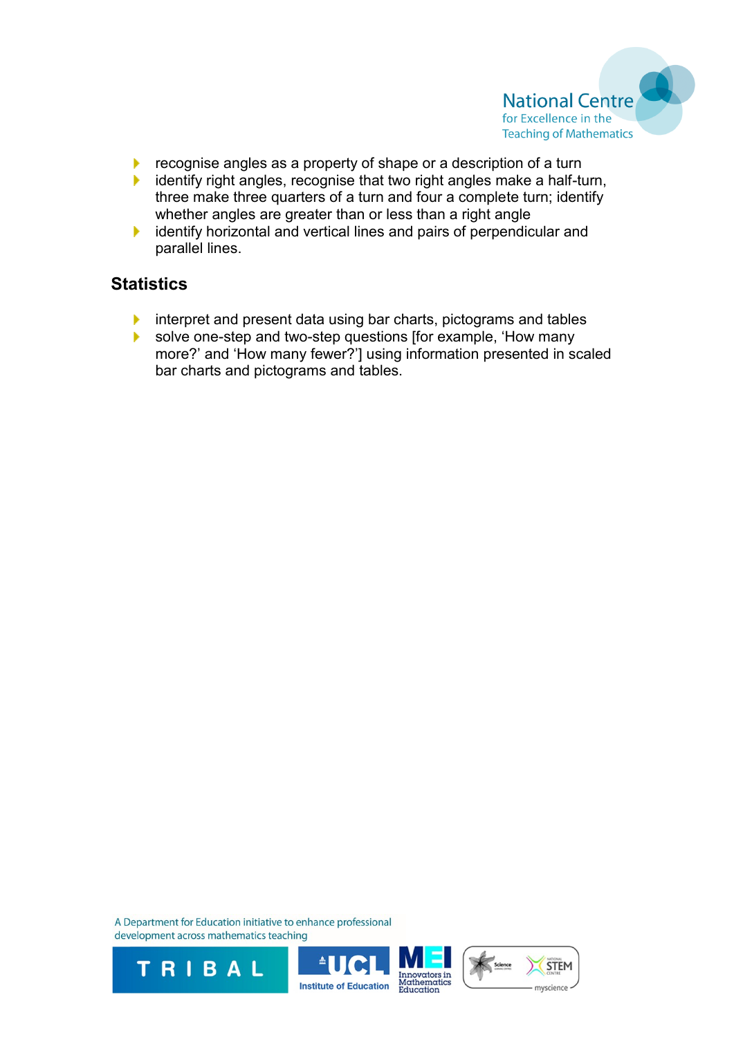- recognise angles as a property of shape or a description of a turn
- identify right angles, recognise that two right angles make a half-turn, three make three quarters of a turn and four a complete turn; identify whether angles are greater than or less than a right angle
- identify horizontal and vertical lines and pairs of perpendicular and parallel lines.

## Statistics

- interpret and present data using bar charts, pictograms and tables
- solve one-step and two-step questions [for example, 'How many more?' and 'How many fewer?'] using information presented in scaled bar charts and pictograms and tables.